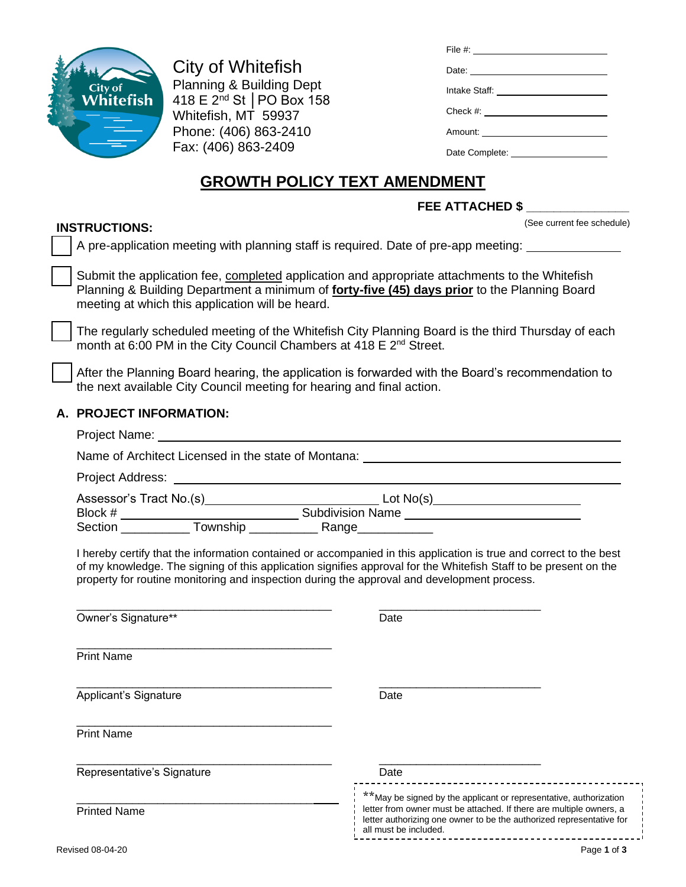City of Whitefish
Planning & Building Dept
418 E 2nd St │PO Box 158
Whitefish, MT 59937
Phone: (406) 863-2410
Fax: (406) 863-2409

File #: ____________________

Date: ____________________

Intake Staff: ____________________

Check #: ____________________

Amount: ____________________

Date Complete: ____________________

# GROWTH POLICY TEXT AMENDMENT

**FEE ATTACHED $ ______________**

(See current fee schedule)

**INSTRUCTIONS:**

- [ ] A pre-application meeting with planning staff is required. Date of pre-app meeting: ____________
- [ ] Submit the application fee, completed application and appropriate attachments to the Whitefish Planning & Building Department a minimum of **forty-five (45) days prior** to the Planning Board meeting at which this application will be heard.
- [ ] The regularly scheduled meeting of the Whitefish City Planning Board is the third Thursday of each month at 6:00 PM in the City Council Chambers at 418 E 2nd Street.
- [ ] After the Planning Board hearing, the application is forwarded with the Board's recommendation to the next available City Council meeting for hearing and final action.

## A. PROJECT INFORMATION:

Project Name: ______________________________________________

Name of Architect Licensed in the state of Montana: ______________________________

Project Address: ______________________________________________

Assessor's Tract No.(s)______________________ Lot No(s)____________________

Block # ______________________ Subdivision Name ______________________

Section __________ Township __________ Range___________

I hereby certify that the information contained or accompanied in this application is true and correct to the best of my knowledge. The signing of this application signifies approval for the Whitefish Staff to be present on the property for routine monitoring and inspection during the approval and development process.

________________________________________ ________________________
Owner's Signature** Date

________________________________________
Print Name

________________________________________ ________________________
Applicant's Signature Date

________________________________________
Print Name

________________________________________ ________________________
Representative's Signature Date

________________________________________
Printed Name

**May be signed by the applicant or representative, authorization letter from owner must be attached. If there are multiple owners, a letter authorizing one owner to be the authorized representative for all must be included.

Revised 08-04-20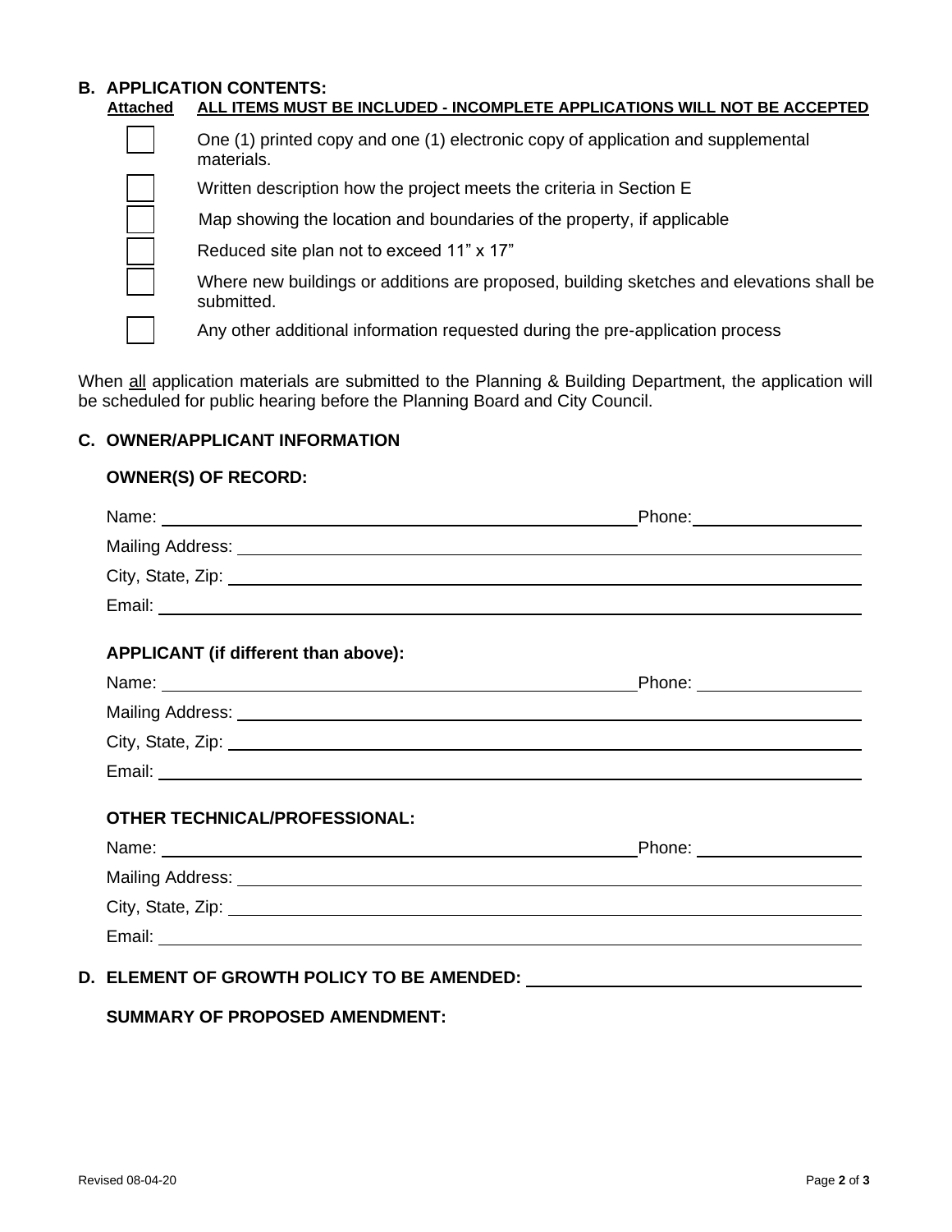## B. APPLICATION CONTENTS:

**Attached** | **ALL ITEMS MUST BE INCLUDED - INCOMPLETE APPLICATIONS WILL NOT BE ACCEPTED**

- [ ] One (1) printed copy and one (1) electronic copy of application and supplemental materials.
- [ ] Written description how the project meets the criteria in Section E
- [ ] Map showing the location and boundaries of the property, if applicable
- [ ] Reduced site plan not to exceed 11" x 17"
- [ ] Where new buildings or additions are proposed, building sketches and elevations shall be submitted.
- [ ] Any other additional information requested during the pre-application process

When all application materials are submitted to the Planning & Building Department, the application will be scheduled for public hearing before the Planning Board and City Council.

## C. OWNER/APPLICANT INFORMATION

### OWNER(S) OF RECORD:

Name: ______________________________ Phone: ______________

Mailing Address: ______________________________

City, State, Zip: ______________________________

Email: ______________________________

### APPLICANT (if different than above):

Name: ______________________________ Phone: ______________

Mailing Address: ______________________________

City, State, Zip: ______________________________

Email: ______________________________

### OTHER TECHNICAL/PROFESSIONAL:

Name: ______________________________ Phone: ______________

Mailing Address: ______________________________

City, State, Zip: ______________________________

Email: ______________________________

## D. ELEMENT OF GROWTH POLICY TO BE AMENDED: ______________________________

### SUMMARY OF PROPOSED AMENDMENT: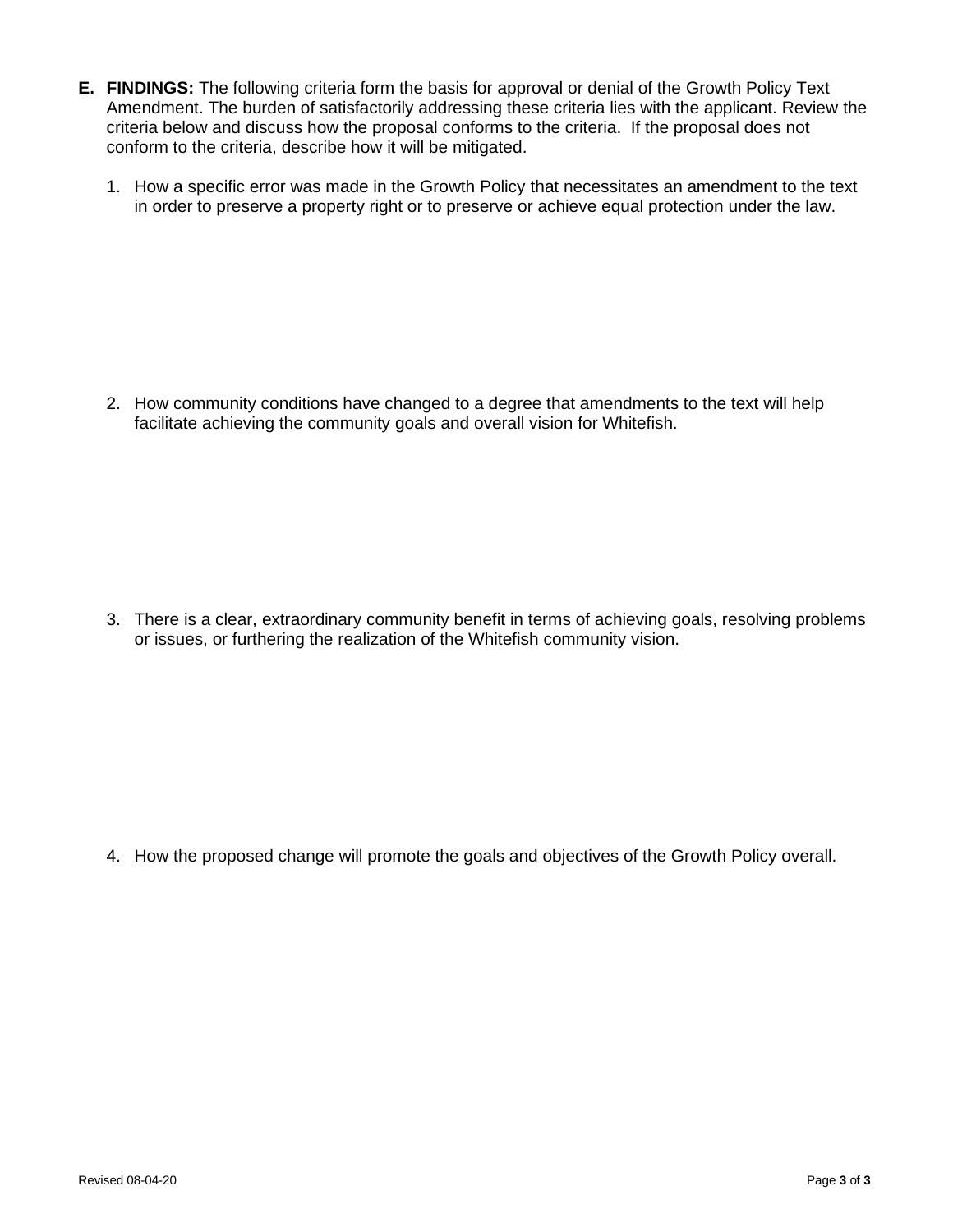**E. FINDINGS:** The following criteria form the basis for approval or denial of the Growth Policy Text Amendment. The burden of satisfactorily addressing these criteria lies with the applicant. Review the criteria below and discuss how the proposal conforms to the criteria. If the proposal does not conform to the criteria, describe how it will be mitigated.

1. How a specific error was made in the Growth Policy that necessitates an amendment to the text in order to preserve a property right or to preserve or achieve equal protection under the law.

2. How community conditions have changed to a degree that amendments to the text will help facilitate achieving the community goals and overall vision for Whitefish.

3. There is a clear, extraordinary community benefit in terms of achieving goals, resolving problems or issues, or furthering the realization of the Whitefish community vision.

4. How the proposed change will promote the goals and objectives of the Growth Policy overall.